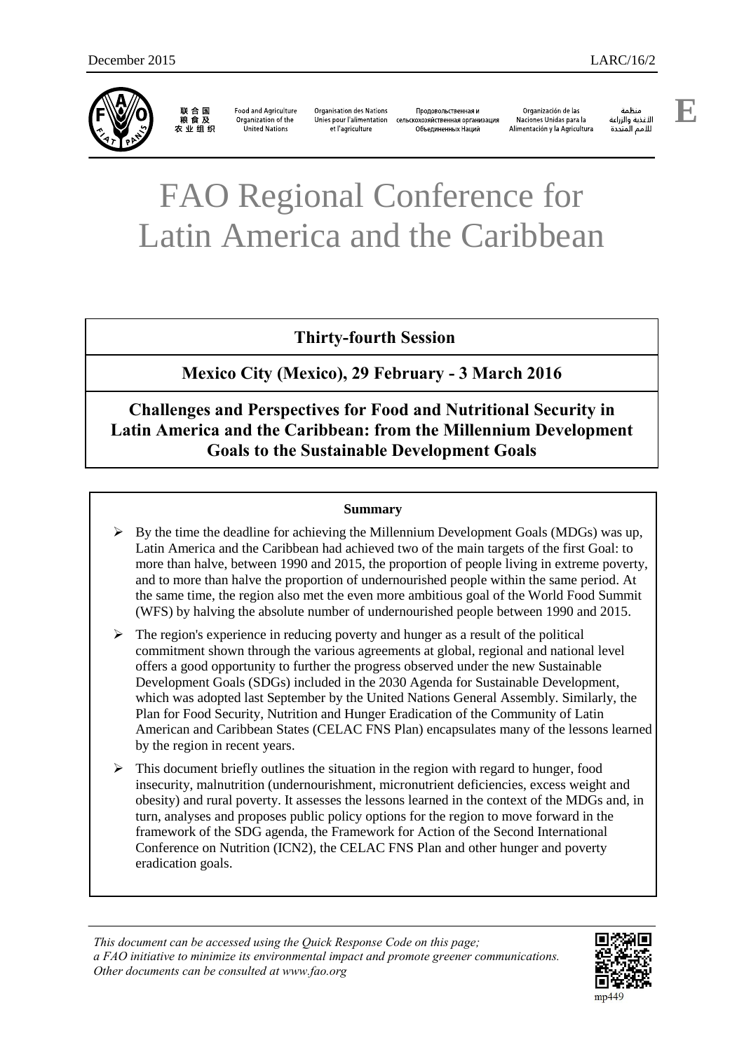December 2015 LARC/16/2

联合国粮食及农业组织 | Food and Agriculture Organization of the United Nations | Organisation des Nations Unies pour l'alimentation et l'agriculture | Продовольственная и сельскохозяйственная организация Объединенных Наций | Organización de las Naciones Unidas para la Alimentación y la Agricultura | منظمة الأغذية والزراعة للأمم المتحدة

**E**

# FAO Regional Conference for Latin America and the Caribbean

## Thirty-fourth Session

## Mexico City (Mexico), 29 February - 3 March 2016

## Challenges and Perspectives for Food and Nutritional Security in Latin America and the Caribbean: from the Millennium Development Goals to the Sustainable Development Goals

**Summary**

- By the time the deadline for achieving the Millennium Development Goals (MDGs) was up, Latin America and the Caribbean had achieved two of the main targets of the first Goal: to more than halve, between 1990 and 2015, the proportion of people living in extreme poverty, and to more than halve the proportion of undernourished people within the same period. At the same time, the region also met the even more ambitious goal of the World Food Summit (WFS) by halving the absolute number of undernourished people between 1990 and 2015.
- The region's experience in reducing poverty and hunger as a result of the political commitment shown through the various agreements at global, regional and national level offers a good opportunity to further the progress observed under the new Sustainable Development Goals (SDGs) included in the 2030 Agenda for Sustainable Development, which was adopted last September by the United Nations General Assembly. Similarly, the Plan for Food Security, Nutrition and Hunger Eradication of the Community of Latin American and Caribbean States (CELAC FNS Plan) encapsulates many of the lessons learned by the region in recent years.
- This document briefly outlines the situation in the region with regard to hunger, food insecurity, malnutrition (undernourishment, micronutrient deficiencies, excess weight and obesity) and rural poverty. It assesses the lessons learned in the context of the MDGs and, in turn, analyses and proposes public policy options for the region to move forward in the framework of the SDG agenda, the Framework for Action of the Second International Conference on Nutrition (ICN2), the CELAC FNS Plan and other hunger and poverty eradication goals.

*This document can be accessed using the Quick Response Code on this page; a FAO initiative to minimize its environmental impact and promote greener communications. Other documents can be consulted at www.fao.org*

mp449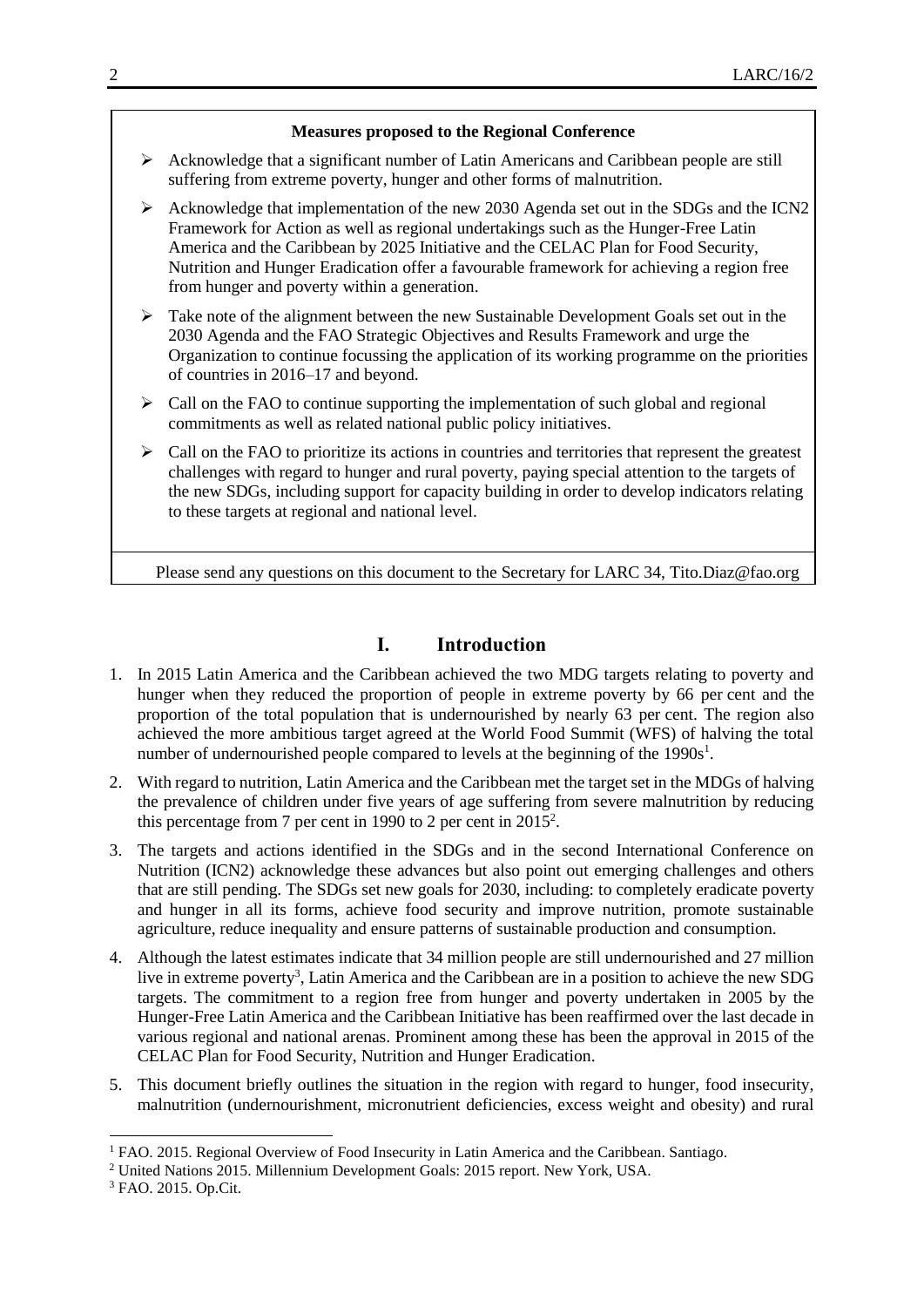**Measures proposed to the Regional Conference**

- Acknowledge that a significant number of Latin Americans and Caribbean people are still suffering from extreme poverty, hunger and other forms of malnutrition.
- Acknowledge that implementation of the new 2030 Agenda set out in the SDGs and the ICN2 Framework for Action as well as regional undertakings such as the Hunger-Free Latin America and the Caribbean by 2025 Initiative and the CELAC Plan for Food Security, Nutrition and Hunger Eradication offer a favourable framework for achieving a region free from hunger and poverty within a generation.
- Take note of the alignment between the new Sustainable Development Goals set out in the 2030 Agenda and the FAO Strategic Objectives and Results Framework and urge the Organization to continue focussing the application of its working programme on the priorities of countries in 2016–17 and beyond.
- Call on the FAO to continue supporting the implementation of such global and regional commitments as well as related national public policy initiatives.
- Call on the FAO to prioritize its actions in countries and territories that represent the greatest challenges with regard to hunger and rural poverty, paying special attention to the targets of the new SDGs, including support for capacity building in order to develop indicators relating to these targets at regional and national level.

Please send any questions on this document to the Secretary for LARC 34, Tito.Diaz@fao.org

# I. Introduction

1. In 2015 Latin America and the Caribbean achieved the two MDG targets relating to poverty and hunger when they reduced the proportion of people in extreme poverty by 66 per cent and the proportion of the total population that is undernourished by nearly 63 per cent. The region also achieved the more ambitious target agreed at the World Food Summit (WFS) of halving the total number of undernourished people compared to levels at the beginning of the 1990s[1].

2. With regard to nutrition, Latin America and the Caribbean met the target set in the MDGs of halving the prevalence of children under five years of age suffering from severe malnutrition by reducing this percentage from 7 per cent in 1990 to 2 per cent in 2015[2].

3. The targets and actions identified in the SDGs and in the second International Conference on Nutrition (ICN2) acknowledge these advances but also point out emerging challenges and others that are still pending. The SDGs set new goals for 2030, including: to completely eradicate poverty and hunger in all its forms, achieve food security and improve nutrition, promote sustainable agriculture, reduce inequality and ensure patterns of sustainable production and consumption.

4. Although the latest estimates indicate that 34 million people are still undernourished and 27 million live in extreme poverty[3], Latin America and the Caribbean are in a position to achieve the new SDG targets. The commitment to a region free from hunger and poverty undertaken in 2005 by the Hunger-Free Latin America and the Caribbean Initiative has been reaffirmed over the last decade in various regional and national arenas. Prominent among these has been the approval in 2015 of the CELAC Plan for Food Security, Nutrition and Hunger Eradication.

5. This document briefly outlines the situation in the region with regard to hunger, food insecurity, malnutrition (undernourishment, micronutrient deficiencies, excess weight and obesity) and rural

---

[1] FAO. 2015. Regional Overview of Food Insecurity in Latin America and the Caribbean. Santiago.

[2] United Nations 2015. Millennium Development Goals: 2015 report. New York, USA.

[3] FAO. 2015. Op.Cit.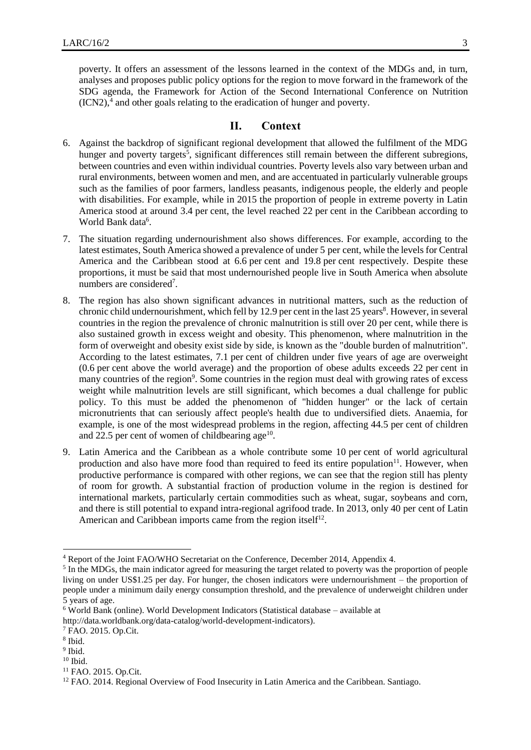poverty. It offers an assessment of the lessons learned in the context of the MDGs and, in turn, analyses and proposes public policy options for the region to move forward in the framework of the SDG agenda, the Framework for Action of the Second International Conference on Nutrition (ICN2),[4] and other goals relating to the eradication of hunger and poverty.

## II. Context

6. Against the backdrop of significant regional development that allowed the fulfilment of the MDG hunger and poverty targets[5], significant differences still remain between the different subregions, between countries and even within individual countries. Poverty levels also vary between urban and rural environments, between women and men, and are accentuated in particularly vulnerable groups such as the families of poor farmers, landless peasants, indigenous people, the elderly and people with disabilities. For example, while in 2015 the proportion of people in extreme poverty in Latin America stood at around 3.4 per cent, the level reached 22 per cent in the Caribbean according to World Bank data[6].

7. The situation regarding undernourishment also shows differences. For example, according to the latest estimates, South America showed a prevalence of under 5 per cent, while the levels for Central America and the Caribbean stood at 6.6 per cent and 19.8 per cent respectively. Despite these proportions, it must be said that most undernourished people live in South America when absolute numbers are considered[7].

8. The region has also shown significant advances in nutritional matters, such as the reduction of chronic child undernourishment, which fell by 12.9 per cent in the last 25 years[8]. However, in several countries in the region the prevalence of chronic malnutrition is still over 20 per cent, while there is also sustained growth in excess weight and obesity. This phenomenon, where malnutrition in the form of overweight and obesity exist side by side, is known as the "double burden of malnutrition". According to the latest estimates, 7.1 per cent of children under five years of age are overweight (0.6 per cent above the world average) and the proportion of obese adults exceeds 22 per cent in many countries of the region[9]. Some countries in the region must deal with growing rates of excess weight while malnutrition levels are still significant, which becomes a dual challenge for public policy. To this must be added the phenomenon of "hidden hunger" or the lack of certain micronutrients that can seriously affect people's health due to undiversified diets. Anaemia, for example, is one of the most widespread problems in the region, affecting 44.5 per cent of children and 22.5 per cent of women of childbearing age[10].

9. Latin America and the Caribbean as a whole contribute some 10 per cent of world agricultural production and also have more food than required to feed its entire population[11]. However, when productive performance is compared with other regions, we can see that the region still has plenty of room for growth. A substantial fraction of production volume in the region is destined for international markets, particularly certain commodities such as wheat, sugar, soybeans and corn, and there is still potential to expand intra-regional agrifood trade. In 2013, only 40 per cent of Latin American and Caribbean imports came from the region itself[12].

---

[4] Report of the Joint FAO/WHO Secretariat on the Conference, December 2014, Appendix 4.

[5] In the MDGs, the main indicator agreed for measuring the target related to poverty was the proportion of people living on under US$1.25 per day. For hunger, the chosen indicators were undernourishment – the proportion of people under a minimum daily energy consumption threshold, and the prevalence of underweight children under 5 years of age.

[6] World Bank (online). World Development Indicators (Statistical database – available at http://data.worldbank.org/data-catalog/world-development-indicators).

[7] FAO. 2015. Op.Cit.

[8] Ibid.

[9] Ibid.

[10] Ibid.

[11] FAO. 2015. Op.Cit.

[12] FAO. 2014. Regional Overview of Food Insecurity in Latin America and the Caribbean. Santiago.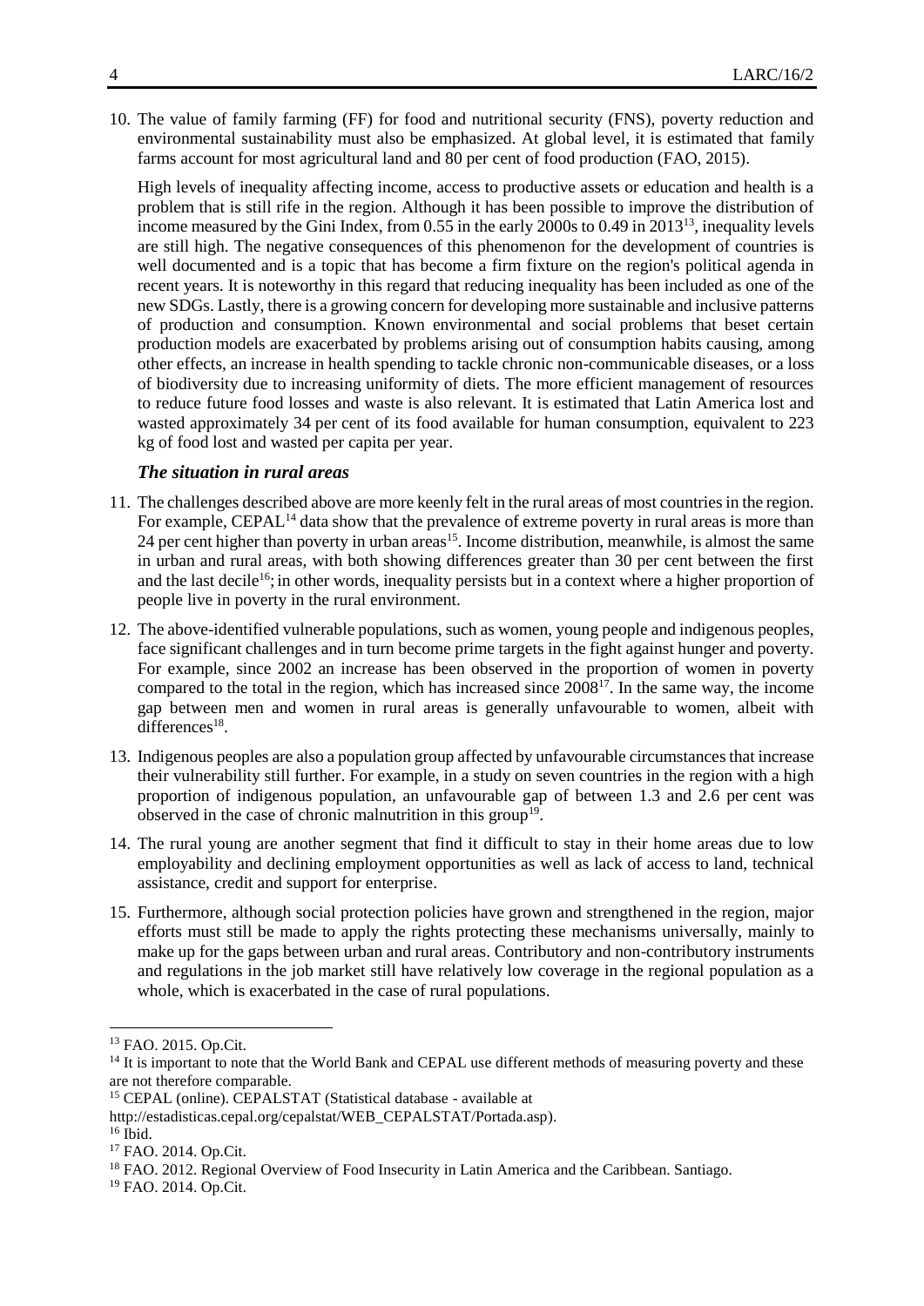10. The value of family farming (FF) for food and nutritional security (FNS), poverty reduction and environmental sustainability must also be emphasized. At global level, it is estimated that family farms account for most agricultural land and 80 per cent of food production (FAO, 2015).

    High levels of inequality affecting income, access to productive assets or education and health is a problem that is still rife in the region. Although it has been possible to improve the distribution of income measured by the Gini Index, from 0.55 in the early 2000s to 0.49 in 2013[13], inequality levels are still high. The negative consequences of this phenomenon for the development of countries is well documented and is a topic that has become a firm fixture on the region's political agenda in recent years. It is noteworthy in this regard that reducing inequality has been included as one of the new SDGs. Lastly, there is a growing concern for developing more sustainable and inclusive patterns of production and consumption. Known environmental and social problems that beset certain production models are exacerbated by problems arising out of consumption habits causing, among other effects, an increase in health spending to tackle chronic non-communicable diseases, or a loss of biodiversity due to increasing uniformity of diets. The more efficient management of resources to reduce future food losses and waste is also relevant. It is estimated that Latin America lost and wasted approximately 34 per cent of its food available for human consumption, equivalent to 223 kg of food lost and wasted per capita per year.

### *The situation in rural areas*

11. The challenges described above are more keenly felt in the rural areas of most countries in the region. For example, CEPAL[14] data show that the prevalence of extreme poverty in rural areas is more than 24 per cent higher than poverty in urban areas[15]. Income distribution, meanwhile, is almost the same in urban and rural areas, with both showing differences greater than 30 per cent between the first and the last decile[16]; in other words, inequality persists but in a context where a higher proportion of people live in poverty in the rural environment.

12. The above-identified vulnerable populations, such as women, young people and indigenous peoples, face significant challenges and in turn become prime targets in the fight against hunger and poverty. For example, since 2002 an increase has been observed in the proportion of women in poverty compared to the total in the region, which has increased since 2008[17]. In the same way, the income gap between men and women in rural areas is generally unfavourable to women, albeit with differences[18].

13. Indigenous peoples are also a population group affected by unfavourable circumstances that increase their vulnerability still further. For example, in a study on seven countries in the region with a high proportion of indigenous population, an unfavourable gap of between 1.3 and 2.6 per cent was observed in the case of chronic malnutrition in this group[19].

14. The rural young are another segment that find it difficult to stay in their home areas due to low employability and declining employment opportunities as well as lack of access to land, technical assistance, credit and support for enterprise.

15. Furthermore, although social protection policies have grown and strengthened in the region, major efforts must still be made to apply the rights protecting these mechanisms universally, mainly to make up for the gaps between urban and rural areas. Contributory and non-contributory instruments and regulations in the job market still have relatively low coverage in the regional population as a whole, which is exacerbated in the case of rural populations.

---

[13] FAO. 2015. Op.Cit.

[14] It is important to note that the World Bank and CEPAL use different methods of measuring poverty and these are not therefore comparable.

[15] CEPAL (online). CEPALSTAT (Statistical database - available at http://estadisticas.cepal.org/cepalstat/WEB_CEPALSTAT/Portada.asp).

[16] Ibid.

[17] FAO. 2014. Op.Cit.

[18] FAO. 2012. Regional Overview of Food Insecurity in Latin America and the Caribbean. Santiago.

[19] FAO. 2014. Op.Cit.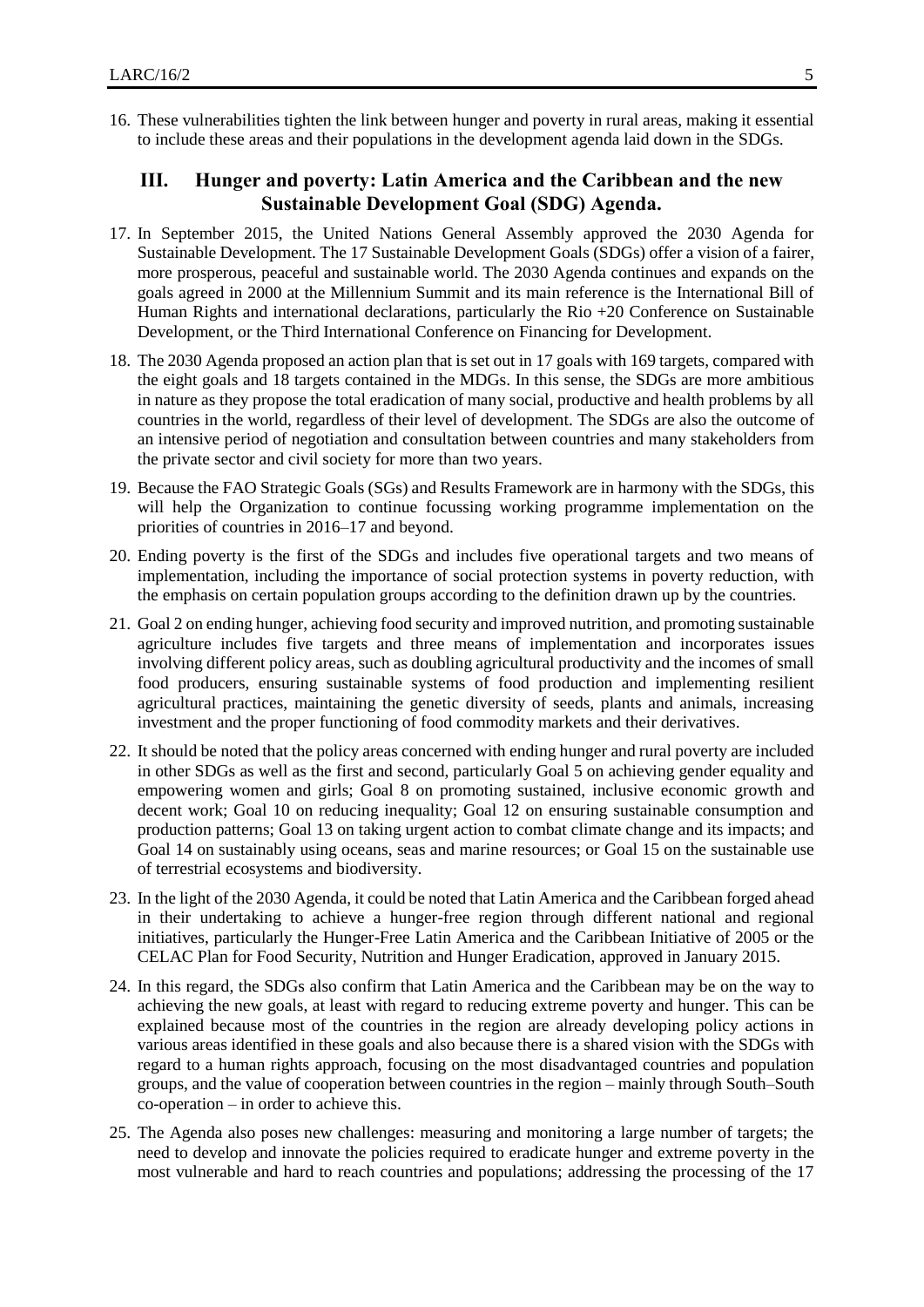16. These vulnerabilities tighten the link between hunger and poverty in rural areas, making it essential to include these areas and their populations in the development agenda laid down in the SDGs.

## III. Hunger and poverty: Latin America and the Caribbean and the new Sustainable Development Goal (SDG) Agenda.

17. In September 2015, the United Nations General Assembly approved the 2030 Agenda for Sustainable Development. The 17 Sustainable Development Goals (SDGs) offer a vision of a fairer, more prosperous, peaceful and sustainable world. The 2030 Agenda continues and expands on the goals agreed in 2000 at the Millennium Summit and its main reference is the International Bill of Human Rights and international declarations, particularly the Rio +20 Conference on Sustainable Development, or the Third International Conference on Financing for Development.

18. The 2030 Agenda proposed an action plan that is set out in 17 goals with 169 targets, compared with the eight goals and 18 targets contained in the MDGs. In this sense, the SDGs are more ambitious in nature as they propose the total eradication of many social, productive and health problems by all countries in the world, regardless of their level of development. The SDGs are also the outcome of an intensive period of negotiation and consultation between countries and many stakeholders from the private sector and civil society for more than two years.

19. Because the FAO Strategic Goals (SGs) and Results Framework are in harmony with the SDGs, this will help the Organization to continue focussing working programme implementation on the priorities of countries in 2016–17 and beyond.

20. Ending poverty is the first of the SDGs and includes five operational targets and two means of implementation, including the importance of social protection systems in poverty reduction, with the emphasis on certain population groups according to the definition drawn up by the countries.

21. Goal 2 on ending hunger, achieving food security and improved nutrition, and promoting sustainable agriculture includes five targets and three means of implementation and incorporates issues involving different policy areas, such as doubling agricultural productivity and the incomes of small food producers, ensuring sustainable systems of food production and implementing resilient agricultural practices, maintaining the genetic diversity of seeds, plants and animals, increasing investment and the proper functioning of food commodity markets and their derivatives.

22. It should be noted that the policy areas concerned with ending hunger and rural poverty are included in other SDGs as well as the first and second, particularly Goal 5 on achieving gender equality and empowering women and girls; Goal 8 on promoting sustained, inclusive economic growth and decent work; Goal 10 on reducing inequality; Goal 12 on ensuring sustainable consumption and production patterns; Goal 13 on taking urgent action to combat climate change and its impacts; and Goal 14 on sustainably using oceans, seas and marine resources; or Goal 15 on the sustainable use of terrestrial ecosystems and biodiversity.

23. In the light of the 2030 Agenda, it could be noted that Latin America and the Caribbean forged ahead in their undertaking to achieve a hunger-free region through different national and regional initiatives, particularly the Hunger-Free Latin America and the Caribbean Initiative of 2005 or the CELAC Plan for Food Security, Nutrition and Hunger Eradication, approved in January 2015.

24. In this regard, the SDGs also confirm that Latin America and the Caribbean may be on the way to achieving the new goals, at least with regard to reducing extreme poverty and hunger. This can be explained because most of the countries in the region are already developing policy actions in various areas identified in these goals and also because there is a shared vision with the SDGs with regard to a human rights approach, focusing on the most disadvantaged countries and population groups, and the value of cooperation between countries in the region – mainly through South–South co-operation – in order to achieve this.

25. The Agenda also poses new challenges: measuring and monitoring a large number of targets; the need to develop and innovate the policies required to eradicate hunger and extreme poverty in the most vulnerable and hard to reach countries and populations; addressing the processing of the 17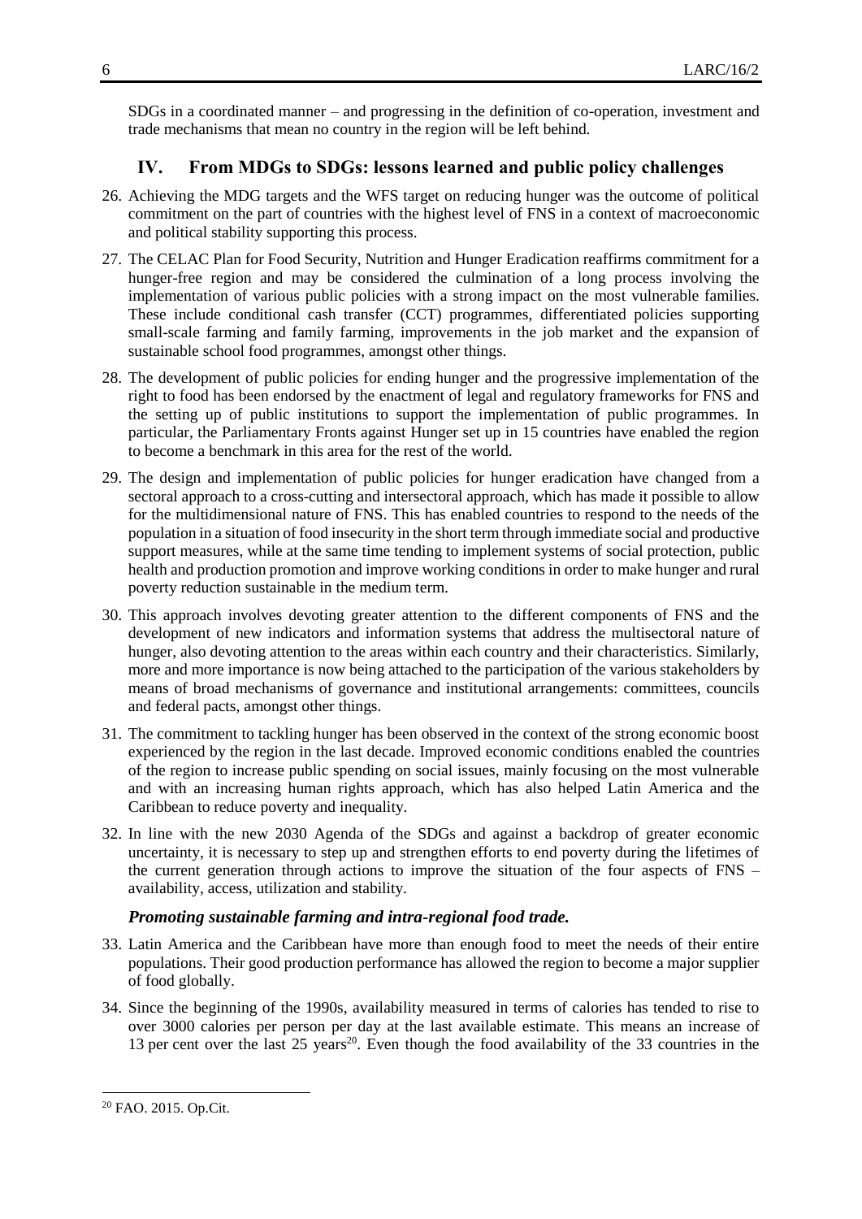SDGs in a coordinated manner – and progressing in the definition of co-operation, investment and trade mechanisms that mean no country in the region will be left behind.

## IV. From MDGs to SDGs: lessons learned and public policy challenges

26. Achieving the MDG targets and the WFS target on reducing hunger was the outcome of political commitment on the part of countries with the highest level of FNS in a context of macroeconomic and political stability supporting this process.

27. The CELAC Plan for Food Security, Nutrition and Hunger Eradication reaffirms commitment for a hunger-free region and may be considered the culmination of a long process involving the implementation of various public policies with a strong impact on the most vulnerable families. These include conditional cash transfer (CCT) programmes, differentiated policies supporting small-scale farming and family farming, improvements in the job market and the expansion of sustainable school food programmes, amongst other things.

28. The development of public policies for ending hunger and the progressive implementation of the right to food has been endorsed by the enactment of legal and regulatory frameworks for FNS and the setting up of public institutions to support the implementation of public programmes. In particular, the Parliamentary Fronts against Hunger set up in 15 countries have enabled the region to become a benchmark in this area for the rest of the world.

29. The design and implementation of public policies for hunger eradication have changed from a sectoral approach to a cross-cutting and intersectoral approach, which has made it possible to allow for the multidimensional nature of FNS. This has enabled countries to respond to the needs of the population in a situation of food insecurity in the short term through immediate social and productive support measures, while at the same time tending to implement systems of social protection, public health and production promotion and improve working conditions in order to make hunger and rural poverty reduction sustainable in the medium term.

30. This approach involves devoting greater attention to the different components of FNS and the development of new indicators and information systems that address the multisectoral nature of hunger, also devoting attention to the areas within each country and their characteristics. Similarly, more and more importance is now being attached to the participation of the various stakeholders by means of broad mechanisms of governance and institutional arrangements: committees, councils and federal pacts, amongst other things.

31. The commitment to tackling hunger has been observed in the context of the strong economic boost experienced by the region in the last decade. Improved economic conditions enabled the countries of the region to increase public spending on social issues, mainly focusing on the most vulnerable and with an increasing human rights approach, which has also helped Latin America and the Caribbean to reduce poverty and inequality.

32. In line with the new 2030 Agenda of the SDGs and against a backdrop of greater economic uncertainty, it is necessary to step up and strengthen efforts to end poverty during the lifetimes of the current generation through actions to improve the situation of the four aspects of FNS – availability, access, utilization and stability.

### *Promoting sustainable farming and intra-regional food trade.*

33. Latin America and the Caribbean have more than enough food to meet the needs of their entire populations. Their good production performance has allowed the region to become a major supplier of food globally.

34. Since the beginning of the 1990s, availability measured in terms of calories has tended to rise to over 3000 calories per person per day at the last available estimate. This means an increase of 13 per cent over the last 25 years[20]. Even though the food availability of the 33 countries in the

[20] FAO. 2015. Op.Cit.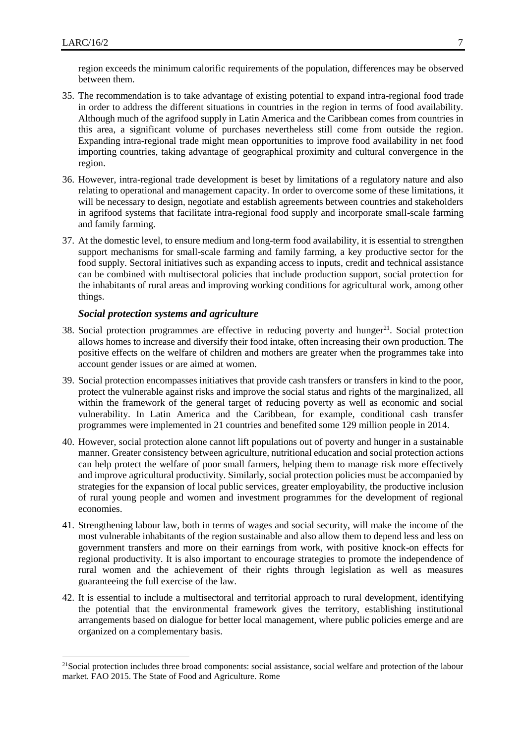region exceeds the minimum calorific requirements of the population, differences may be observed between them.

35. The recommendation is to take advantage of existing potential to expand intra-regional food trade in order to address the different situations in countries in the region in terms of food availability. Although much of the agrifood supply in Latin America and the Caribbean comes from countries in this area, a significant volume of purchases nevertheless still come from outside the region. Expanding intra-regional trade might mean opportunities to improve food availability in net food importing countries, taking advantage of geographical proximity and cultural convergence in the region.

36. However, intra-regional trade development is beset by limitations of a regulatory nature and also relating to operational and management capacity. In order to overcome some of these limitations, it will be necessary to design, negotiate and establish agreements between countries and stakeholders in agrifood systems that facilitate intra-regional food supply and incorporate small-scale farming and family farming.

37. At the domestic level, to ensure medium and long-term food availability, it is essential to strengthen support mechanisms for small-scale farming and family farming, a key productive sector for the food supply. Sectoral initiatives such as expanding access to inputs, credit and technical assistance can be combined with multisectoral policies that include production support, social protection for the inhabitants of rural areas and improving working conditions for agricultural work, among other things.

### *Social protection systems and agriculture*

38. Social protection programmes are effective in reducing poverty and hunger[21]. Social protection allows homes to increase and diversify their food intake, often increasing their own production. The positive effects on the welfare of children and mothers are greater when the programmes take into account gender issues or are aimed at women.

39. Social protection encompasses initiatives that provide cash transfers or transfers in kind to the poor, protect the vulnerable against risks and improve the social status and rights of the marginalized, all within the framework of the general target of reducing poverty as well as economic and social vulnerability. In Latin America and the Caribbean, for example, conditional cash transfer programmes were implemented in 21 countries and benefited some 129 million people in 2014.

40. However, social protection alone cannot lift populations out of poverty and hunger in a sustainable manner. Greater consistency between agriculture, nutritional education and social protection actions can help protect the welfare of poor small farmers, helping them to manage risk more effectively and improve agricultural productivity. Similarly, social protection policies must be accompanied by strategies for the expansion of local public services, greater employability, the productive inclusion of rural young people and women and investment programmes for the development of regional economies.

41. Strengthening labour law, both in terms of wages and social security, will make the income of the most vulnerable inhabitants of the region sustainable and also allow them to depend less and less on government transfers and more on their earnings from work, with positive knock-on effects for regional productivity. It is also important to encourage strategies to promote the independence of rural women and the achievement of their rights through legislation as well as measures guaranteeing the full exercise of the law.

42. It is essential to include a multisectoral and territorial approach to rural development, identifying the potential that the environmental framework gives the territory, establishing institutional arrangements based on dialogue for better local management, where public policies emerge and are organized on a complementary basis.

---

[21]Social protection includes three broad components: social assistance, social welfare and protection of the labour market. FAO 2015. The State of Food and Agriculture. Rome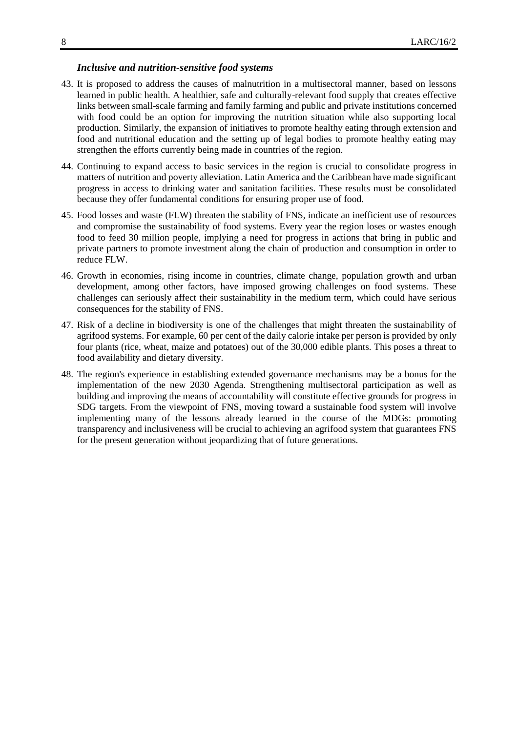### *Inclusive and nutrition-sensitive food systems*

43. It is proposed to address the causes of malnutrition in a multisectoral manner, based on lessons learned in public health. A healthier, safe and culturally-relevant food supply that creates effective links between small-scale farming and family farming and public and private institutions concerned with food could be an option for improving the nutrition situation while also supporting local production. Similarly, the expansion of initiatives to promote healthy eating through extension and food and nutritional education and the setting up of legal bodies to promote healthy eating may strengthen the efforts currently being made in countries of the region.

44. Continuing to expand access to basic services in the region is crucial to consolidate progress in matters of nutrition and poverty alleviation. Latin America and the Caribbean have made significant progress in access to drinking water and sanitation facilities. These results must be consolidated because they offer fundamental conditions for ensuring proper use of food.

45. Food losses and waste (FLW) threaten the stability of FNS, indicate an inefficient use of resources and compromise the sustainability of food systems. Every year the region loses or wastes enough food to feed 30 million people, implying a need for progress in actions that bring in public and private partners to promote investment along the chain of production and consumption in order to reduce FLW.

46. Growth in economies, rising income in countries, climate change, population growth and urban development, among other factors, have imposed growing challenges on food systems. These challenges can seriously affect their sustainability in the medium term, which could have serious consequences for the stability of FNS.

47. Risk of a decline in biodiversity is one of the challenges that might threaten the sustainability of agrifood systems. For example, 60 per cent of the daily calorie intake per person is provided by only four plants (rice, wheat, maize and potatoes) out of the 30,000 edible plants. This poses a threat to food availability and dietary diversity.

48. The region's experience in establishing extended governance mechanisms may be a bonus for the implementation of the new 2030 Agenda. Strengthening multisectoral participation as well as building and improving the means of accountability will constitute effective grounds for progress in SDG targets. From the viewpoint of FNS, moving toward a sustainable food system will involve implementing many of the lessons already learned in the course of the MDGs: promoting transparency and inclusiveness will be crucial to achieving an agrifood system that guarantees FNS for the present generation without jeopardizing that of future generations.